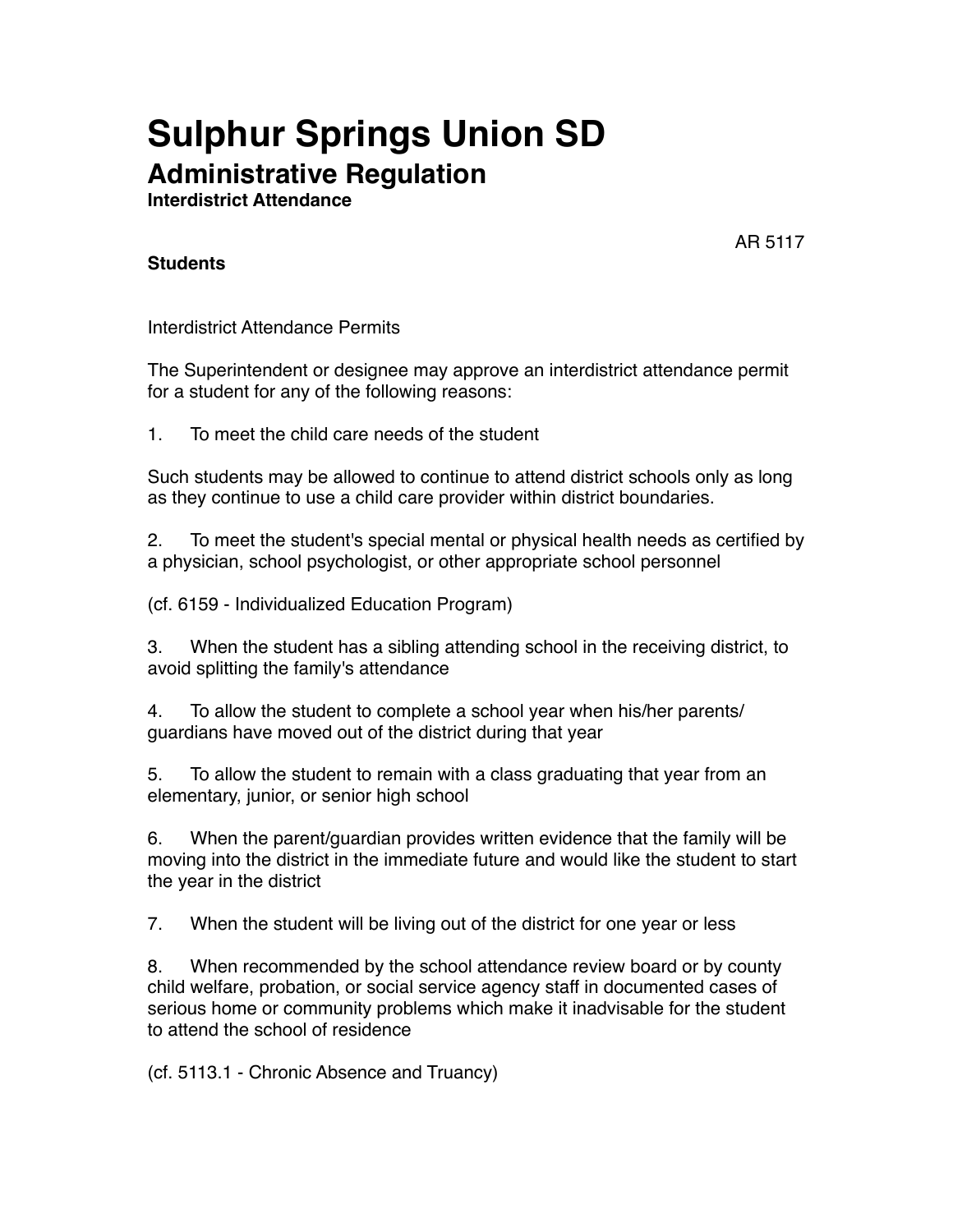# Sulphur Springs Union SD

## Administrative Regulation

### Interdistrict Attendance

AR 5117

**Students**

Interdistrict Attendance Permits

The Superintendent or designee may approve an interdistrict attendance permit for a student for any of the following reasons:

1. To meet the child care needs of the student

Such students may be allowed to continue to attend district schools only as long as they continue to use a child care provider within district boundaries.

2. To meet the student's special mental or physical health needs as certified by a physician, school psychologist, or other appropriate school personnel

(cf. 6159 - Individualized Education Program)

3. When the student has a sibling attending school in the receiving district, to avoid splitting the family's attendance

4. To allow the student to complete a school year when his/her parents/guardians have moved out of the district during that year

5. To allow the student to remain with a class graduating that year from an elementary, junior, or senior high school

6. When the parent/guardian provides written evidence that the family will be moving into the district in the immediate future and would like the student to start the year in the district

7. When the student will be living out of the district for one year or less

8. When recommended by the school attendance review board or by county child welfare, probation, or social service agency staff in documented cases of serious home or community problems which make it inadvisable for the student to attend the school of residence

(cf. 5113.1 - Chronic Absence and Truancy)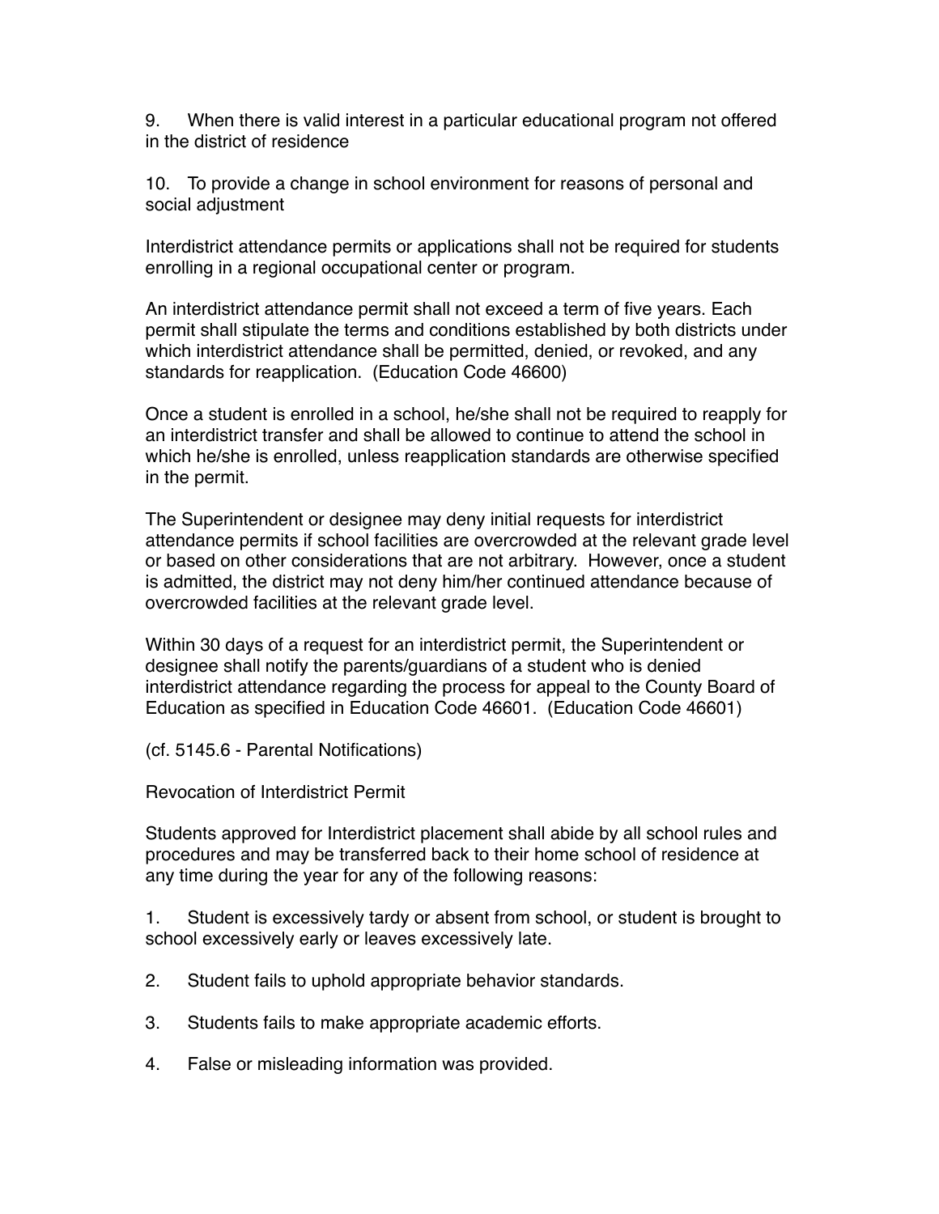9. When there is valid interest in a particular educational program not offered in the district of residence

10. To provide a change in school environment for reasons of personal and social adjustment

Interdistrict attendance permits or applications shall not be required for students enrolling in a regional occupational center or program.

An interdistrict attendance permit shall not exceed a term of five years. Each permit shall stipulate the terms and conditions established by both districts under which interdistrict attendance shall be permitted, denied, or revoked, and any standards for reapplication. (Education Code 46600)

Once a student is enrolled in a school, he/she shall not be required to reapply for an interdistrict transfer and shall be allowed to continue to attend the school in which he/she is enrolled, unless reapplication standards are otherwise specified in the permit.

The Superintendent or designee may deny initial requests for interdistrict attendance permits if school facilities are overcrowded at the relevant grade level or based on other considerations that are not arbitrary. However, once a student is admitted, the district may not deny him/her continued attendance because of overcrowded facilities at the relevant grade level.

Within 30 days of a request for an interdistrict permit, the Superintendent or designee shall notify the parents/guardians of a student who is denied interdistrict attendance regarding the process for appeal to the County Board of Education as specified in Education Code 46601. (Education Code 46601)

(cf. 5145.6 - Parental Notifications)

Revocation of Interdistrict Permit

Students approved for Interdistrict placement shall abide by all school rules and procedures and may be transferred back to their home school of residence at any time during the year for any of the following reasons:

1. Student is excessively tardy or absent from school, or student is brought to school excessively early or leaves excessively late.

2. Student fails to uphold appropriate behavior standards.

3. Students fails to make appropriate academic efforts.

4. False or misleading information was provided.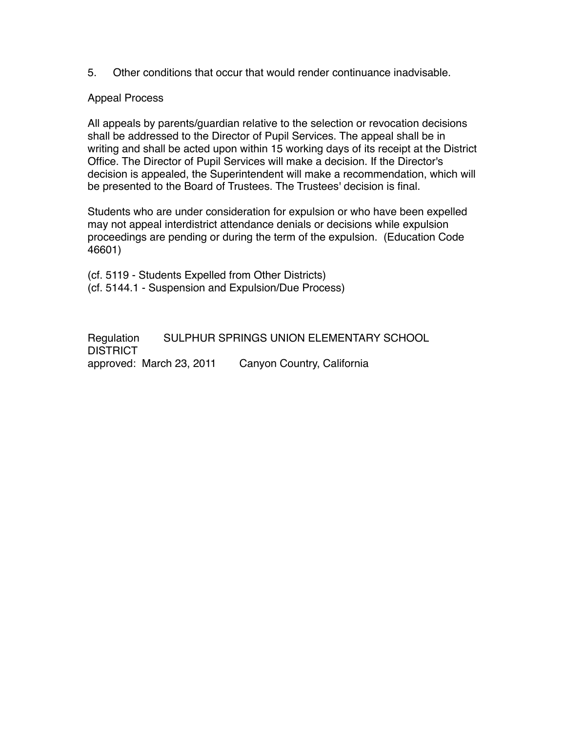5. Other conditions that occur that would render continuance inadvisable.

Appeal Process

All appeals by parents/guardian relative to the selection or revocation decisions shall be addressed to the Director of Pupil Services. The appeal shall be in writing and shall be acted upon within 15 working days of its receipt at the District Office. The Director of Pupil Services will make a decision. If the Director's decision is appealed, the Superintendent will make a recommendation, which will be presented to the Board of Trustees. The Trustees' decision is final.

Students who are under consideration for expulsion or who have been expelled may not appeal interdistrict attendance denials or decisions while expulsion proceedings are pending or during the term of the expulsion. (Education Code 46601)

(cf. 5119 - Students Expelled from Other Districts)
(cf. 5144.1 - Suspension and Expulsion/Due Process)

Regulation SULPHUR SPRINGS UNION ELEMENTARY SCHOOL DISTRICT
approved: March 23, 2011 Canyon Country, California